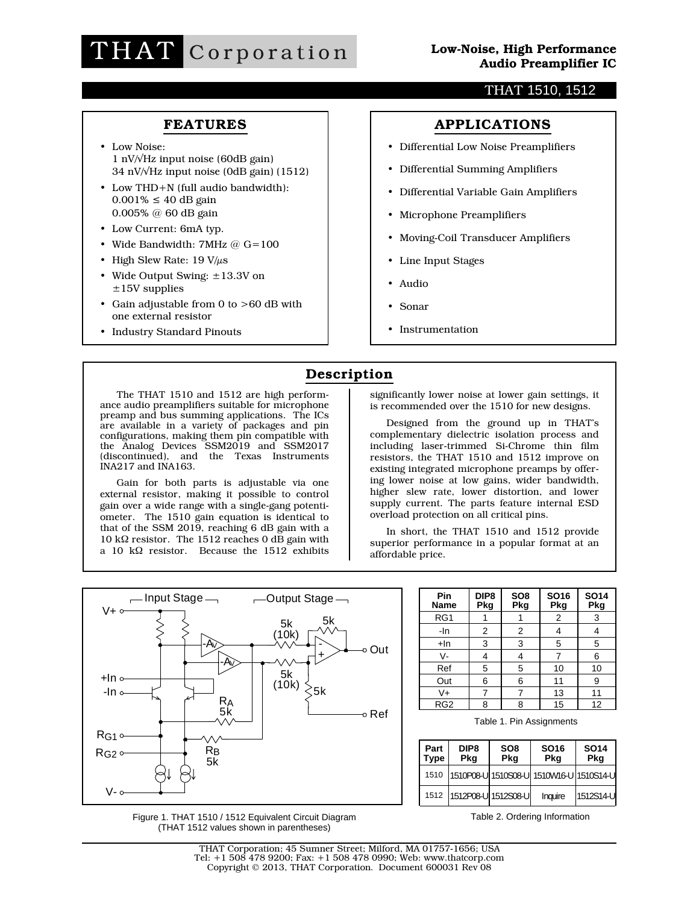# THAT Corporation

**Low-Noise, High Performance Audio Preamplifier IC**

THAT 1510, 1512

## FEATURES

- Low Noise:
  1 nV/√Hz input noise (60dB gain)
  34 nV/√Hz input noise (0dB gain) (1512)
- Low THD+N (full audio bandwidth):
  0.001% ≤ 40 dB gain
  0.005% @ 60 dB gain
- Low Current: 6mA typ.
- Wide Bandwidth: 7MHz @ G=100
- High Slew Rate: 19 V/μs
- Wide Output Swing: ±13.3V on ±15V supplies
- Gain adjustable from 0 to >60 dB with one external resistor
- Industry Standard Pinouts

## APPLICATIONS

- Differential Low Noise Preamplifiers
- Differential Summing Amplifiers
- Differential Variable Gain Amplifiers
- Microphone Preamplifiers
- Moving-Coil Transducer Amplifiers
- Line Input Stages
- Audio
- Sonar
- Instrumentation

## Description

The THAT 1510 and 1512 are high performance audio preamplifiers suitable for microphone preamp and bus summing applications. The ICs are available in a variety of packages and pin configurations, making them pin compatible with the Analog Devices SSM2019 and SSM2017 (discontinued), and the Texas Instruments INA217 and INA163.

Gain for both parts is adjustable via one external resistor, making it possible to control gain over a wide range with a single-gang potentiometer. The 1510 gain equation is identical to that of the SSM 2019, reaching 6 dB gain with a 10 kΩ resistor. The 1512 reaches 0 dB gain with a 10 kΩ resistor. Because the 1512 exhibits significantly lower noise at lower gain settings, it is recommended over the 1510 for new designs.

Designed from the ground up in THAT's complementary dielectric isolation process and including laser-trimmed Si-Chrome thin film resistors, the THAT 1510 and 1512 improve on existing integrated microphone preamps by offering lower noise at low gains, wider bandwidth, higher slew rate, lower distortion, and lower supply current. The parts feature internal ESD overload protection on all critical pins.

In short, the THAT 1510 and 1512 provide superior performance in a popular format at an affordable price.

Figure 1. THAT 1510 / 1512 Equivalent Circuit Diagram (THAT 1512 values shown in parentheses)

| Pin Name | DIP8 Pkg | SO8 Pkg | SO16 Pkg | SO14 Pkg |
|---|---|---|---|---|
| RG1 | 1 | 1 | 2 | 3 |
| -In | 2 | 2 | 4 | 4 |
| +In | 3 | 3 | 5 | 5 |
| V- | 4 | 4 | 7 | 6 |
| Ref | 5 | 5 | 10 | 10 |
| Out | 6 | 6 | 11 | 9 |
| V+ | 7 | 7 | 13 | 11 |
| RG2 | 8 | 8 | 15 | 12 |

Table 1. Pin Assignments

| Part Type | DIP8 Pkg | SO8 Pkg | SO16 Pkg | SO14 Pkg |
|---|---|---|---|---|
| 1510 | 1510P08-U | 1510S08-U | 1510W16-U | 1510S14-U |
| 1512 | 1512P08-U | 1512S08-U | Inquire | 1512S14-U |

Table 2. Ordering Information

THAT Corporation; 45 Sumner Street; Milford, MA 01757-1656; USA
Tel: +1 508 478 9200; Fax: +1 508 478 0990; Web: www.thatcorp.com
Copyright © 2013, THAT Corporation. Document 600031 Rev 08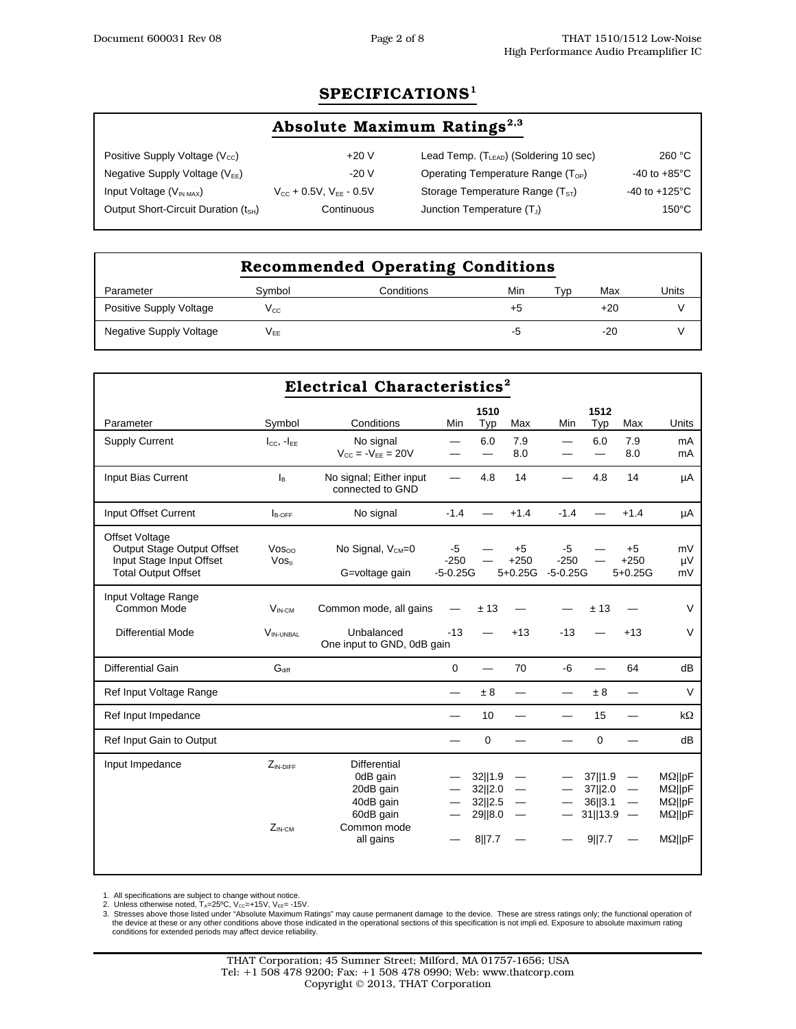# SPECIFICATIONS[1]

## Absolute Maximum Ratings[2,3]

| | | | |
|---|---|---|---|
| Positive Supply Voltage ($V_{CC}$) | +20 V | Lead Temp. ($T_{LEAD}$) (Soldering 10 sec) | 260 °C |
| Negative Supply Voltage ($V_{EE}$) | -20 V | Operating Temperature Range ($T_{OP}$) | -40 to +85°C |
| Input Voltage ($V_{IN\ MAX}$) | $V_{CC}$ + 0.5V, $V_{EE}$ - 0.5V | Storage Temperature Range ($T_{ST}$) | -40 to +125°C |
| Output Short-Circuit Duration ($t_{SH}$) | Continuous | Junction Temperature ($T_J$) | 150°C |

## Recommended Operating Conditions

| Parameter | Symbol | Conditions | Min | Typ | Max | Units |
|---|---|---|---|---|---|---|
| Positive Supply Voltage | $V_{CC}$ | | +5 | | +20 | V |
| Negative Supply Voltage | $V_{EE}$ | | -5 | | -20 | V |

## Electrical Characteristics[2]

| Parameter | Symbol | Conditions | 1510 Min | 1510 Typ | 1510 Max | 1512 Min | 1512 Typ | 1512 Max | Units |
|---|---|---|---|---|---|---|---|---|---|
| Supply Current | $I_{CC}$, $-I_{EE}$ | No signal | — | 6.0 | 7.9 | — | 6.0 | 7.9 | mA |
| | | $V_{CC}$ = $-V_{EE}$ = 20V | — | — | 8.0 | — | — | 8.0 | mA |
| Input Bias Current | $I_B$ | No signal; Either input connected to GND | — | 4.8 | 14 | — | 4.8 | 14 | µA |
| Input Offset Current | $I_{B\text{-}OFF}$ | No signal | -1.4 | — | +1.4 | -1.4 | — | +1.4 | µA |
| Offset Voltage | | | | | | | | | |
| Output Stage Output Offset | $Vos_{OO}$ | No Signal, $V_{CM}$=0 | -5 | — | +5 | -5 | — | +5 | mV |
| Input Stage Input Offset | $Vos_{II}$ | | -250 | — | +250 | -250 | — | +250 | µV |
| Total Output Offset | | G=voltage gain | -5-0.25G | | 5+0.25G | -5-0.25G | | 5+0.25G | mV |
| Input Voltage Range | | | | | | | | | |
| Common Mode | $V_{IN\text{-}CM}$ | Common mode, all gains | — | ± 13 | — | — | ± 13 | — | V |
| Differential Mode | $V_{IN\text{-}UNBAL}$ | Unbalanced One input to GND, 0dB gain | -13 | — | +13 | -13 | — | +13 | V |
| Differential Gain | $G_{diff}$ | | 0 | — | 70 | -6 | — | 64 | dB |
| Ref Input Voltage Range | | | — | ± 8 | — | — | ± 8 | — | V |
| Ref Input Impedance | | | — | 10 | — | — | 15 | — | kΩ |
| Ref Input Gain to Output | | | — | 0 | — | — | 0 | — | dB |
| Input Impedance | $Z_{IN\text{-}DIFF}$ | Differential | | | | | | | |
| | | 0dB gain | — | 32‖1.9 | — | — | 37‖1.9 | — | MΩ‖pF |
| | | 20dB gain | — | 32‖2.0 | — | — | 37‖2.0 | — | MΩ‖pF |
| | | 40dB gain | — | 32‖2.5 | — | — | 36‖3.1 | — | MΩ‖pF |
| | | 60dB gain | — | 29‖8.0 | — | — | 31‖13.9 | — | MΩ‖pF |
| | $Z_{IN\text{-}CM}$ | Common mode all gains | — | 8‖7.7 | — | — | 9‖7.7 | — | MΩ‖pF |

1. All specifications are subject to change without notice.
2. Unless otherwise noted, $T_A$=25ºC, $V_{CC}$=+15V, $V_{EE}$= -15V.
3. Stresses above those listed under "Absolute Maximum Ratings" may cause permanent damage to the device. These are stress ratings only; the functional operation of the device at these or any other conditions above those indicated in the operational sections of this specification is not impli ed. Exposure to absolute maximum rating conditions for extended periods may affect device reliability.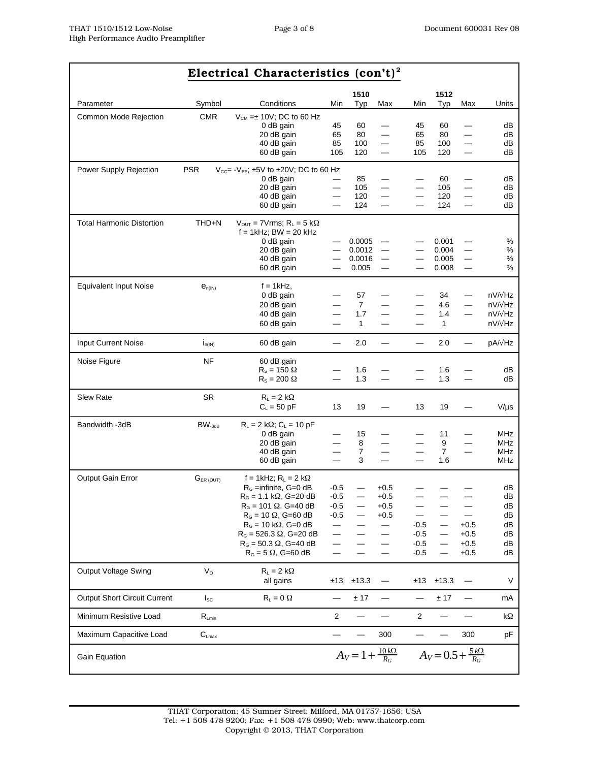## Electrical Characteristics (con't)[2]

| Parameter | Symbol | Conditions | 1510 Min | 1510 Typ | 1510 Max | 1512 Min | 1512 Typ | 1512 Max | Units |
|---|---|---|---|---|---|---|---|---|---|
| Common Mode Rejection | CMR | $V_{CM}$ =± 10V; DC to 60 Hz | | | | | | | |
| | | 0 dB gain | 45 | 60 | — | 45 | 60 | — | dB |
| | | 20 dB gain | 65 | 80 | — | 65 | 80 | — | dB |
| | | 40 dB gain | 85 | 100 | — | 85 | 100 | — | dB |
| | | 60 dB gain | 105 | 120 | — | 105 | 120 | — | dB |
| Power Supply Rejection | PSR | $V_{CC}$= -$V_{EE}$; ±5V to ±20V; DC to 60 Hz | | | | | | | |
| | | 0 dB gain | — | 85 | — | — | 60 | — | dB |
| | | 20 dB gain | — | 105 | — | — | 105 | — | dB |
| | | 40 dB gain | — | 120 | — | — | 120 | — | dB |
| | | 60 dB gain | — | 124 | — | — | 124 | — | dB |
| Total Harmonic Distortion | THD+N | $V_{OUT}$ = 7Vrms; $R_L$ = 5 kΩ; f = 1kHz; BW = 20 kHz | | | | | | | |
| | | 0 dB gain | — | 0.0005 | — | — | 0.001 | — | % |
| | | 20 dB gain | — | 0.0012 | — | — | 0.004 | — | % |
| | | 40 dB gain | — | 0.0016 | — | — | 0.005 | — | % |
| | | 60 dB gain | — | 0.005 | — | — | 0.008 | — | % |
| Equivalent Input Noise | $e_{n(IN)}$ | f = 1kHz, | | | | | | | |
| | | 0 dB gain | — | 57 | — | — | 34 | — | nV/√Hz |
| | | 20 dB gain | — | 7 | — | — | 4.6 | — | nV/√Hz |
| | | 40 dB gain | — | 1.7 | — | — | 1.4 | — | nV/√Hz |
| | | 60 dB gain | — | 1 | — | — | 1 | | nV/√Hz |
| Input Current Noise | $i_{n(IN)}$ | 60 dB gain | — | 2.0 | — | — | 2.0 | — | pA/√Hz |
| Noise Figure | NF | 60 dB gain | | | | | | | |
| | | $R_S$ = 150 Ω | — | 1.6 | — | — | 1.6 | — | dB |
| | | $R_S$ = 200 Ω | — | 1.3 | — | — | 1.3 | — | dB |
| Slew Rate | SR | $R_L$ = 2 kΩ; $C_L$ = 50 pF | 13 | 19 | — | 13 | 19 | — | V/µs |
| Bandwidth -3dB | $BW_{-3dB}$ | $R_L$ = 2 kΩ; $C_L$ = 10 pF | | | | | | | |
| | | 0 dB gain | — | 15 | — | — | 11 | — | MHz |
| | | 20 dB gain | — | 8 | — | — | 9 | — | MHz |
| | | 40 dB gain | — | 7 | — | — | 7 | — | MHz |
| | | 60 dB gain | — | 3 | — | — | 1.6 | | MHz |
| Output Gain Error | $G_{ER(OUT)}$ | f = 1kHz; $R_L$ = 2 kΩ | | | | | | | |
| | | $R_G$ =infinite, G=0 dB | -0.5 | — | +0.5 | — | — | — | dB |
| | | $R_G$ = 1.1 kΩ, G=20 dB | -0.5 | — | +0.5 | — | — | — | dB |
| | | $R_G$ = 101 Ω, G=40 dB | -0.5 | — | +0.5 | — | — | — | dB |
| | | $R_G$ = 10 Ω, G=60 dB | -0.5 | — | +0.5 | — | — | — | dB |
| | | $R_G$ = 10 kΩ, G=0 dB | — | — | — | -0.5 | — | +0.5 | dB |
| | | $R_G$ = 526.3 Ω, G=20 dB | — | — | — | -0.5 | — | +0.5 | dB |
| | | $R_G$ = 50.3 Ω, G=40 dB | — | — | — | -0.5 | — | +0.5 | dB |
| | | $R_G$ = 5 Ω, G=60 dB | — | — | — | -0.5 | — | +0.5 | dB |
| Output Voltage Swing | $V_O$ | $R_L$ = 2 kΩ; all gains | ±13 | ±13.3 | — | ±13 | ±13.3 | — | V |
| Output Short Circuit Current | $I_{SC}$ | $R_L$ = 0 Ω | — | ± 17 | — | — | ± 17 | — | mA |
| Minimum Resistive Load | $R_{Lmin}$ | | 2 | — | — | 2 | — | — | kΩ |
| Maximum Capacitive Load | $C_{Lmax}$ | | — | — | 300 | — | — | 300 | pF |
| Gain Equation | | | $A_V = 1 + \frac{10\,k\Omega}{R_G}$ | | | $A_V = 0.5 + \frac{5\,k\Omega}{R_G}$ | | | |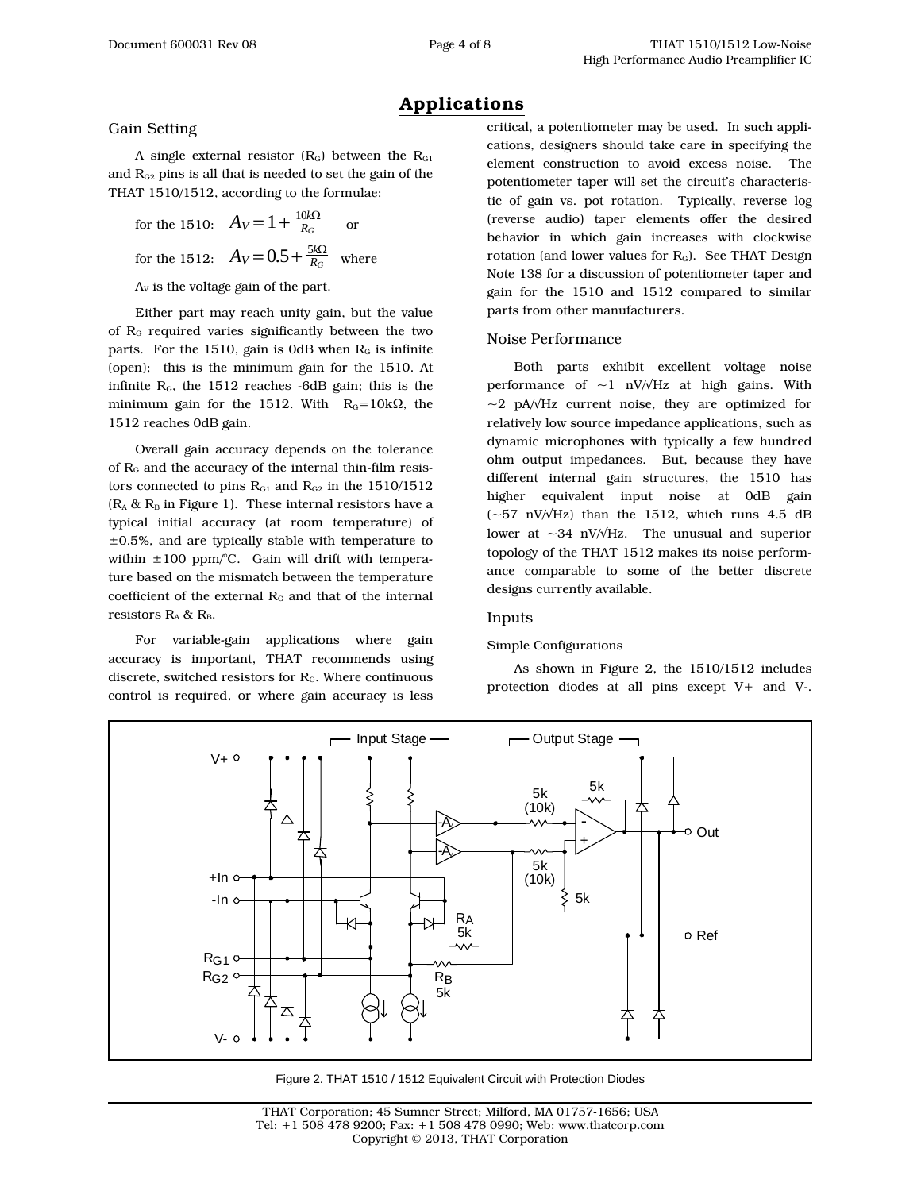## Applications

### Gain Setting

A single external resistor ($R_G$) between the $R_{G1}$ and $R_{G2}$ pins is all that is needed to set the gain of the THAT 1510/1512, according to the formulae:

for the 1510: $A_V = 1 + \frac{10k\Omega}{R_G}$ or

for the 1512: $A_V = 0.5 + \frac{5k\Omega}{R_G}$ where

$A_V$ is the voltage gain of the part.

Either part may reach unity gain, but the value of $R_G$ required varies significantly between the two parts. For the 1510, gain is 0dB when $R_G$ is infinite (open); this is the minimum gain for the 1510. At infinite $R_G$, the 1512 reaches -6dB gain; this is the minimum gain for the 1512. With $R_G$=10kΩ, the 1512 reaches 0dB gain.

Overall gain accuracy depends on the tolerance of $R_G$ and the accuracy of the internal thin-film resistors connected to pins $R_{G1}$ and $R_{G2}$ in the 1510/1512 ($R_A$ & $R_B$ in Figure 1). These internal resistors have a typical initial accuracy (at room temperature) of ±0.5%, and are typically stable with temperature to within ±100 ppm/°C. Gain will drift with temperature based on the mismatch between the temperature coefficient of the external $R_G$ and that of the internal resistors $R_A$ & $R_B$.

For variable-gain applications where gain accuracy is important, THAT recommends using discrete, switched resistors for $R_G$. Where continuous control is required, or where gain accuracy is less critical, a potentiometer may be used. In such applications, designers should take care in specifying the element construction to avoid excess noise. The potentiometer taper will set the circuit's characteristic of gain vs. pot rotation. Typically, reverse log (reverse audio) taper elements offer the desired behavior in which gain increases with clockwise rotation (and lower values for $R_G$). See THAT Design Note 138 for a discussion of potentiometer taper and gain for the 1510 and 1512 compared to similar parts from other manufacturers.

### Noise Performance

Both parts exhibit excellent voltage noise performance of ~1 nV/√Hz at high gains. With ~2 pA/√Hz current noise, they are optimized for relatively low source impedance applications, such as dynamic microphones with typically a few hundred ohm output impedances. But, because they have different internal gain structures, the 1510 has higher equivalent input noise at 0dB gain (~57 nV/√Hz) than the 1512, which runs 4.5 dB lower at ~34 nV/√Hz. The unusual and superior topology of the THAT 1512 makes its noise performance comparable to some of the better discrete designs currently available.

### Inputs

#### Simple Configurations

As shown in Figure 2, the 1510/1512 includes protection diodes at all pins except V+ and V-.

Figure 2. THAT 1510 / 1512 Equivalent Circuit with Protection Diodes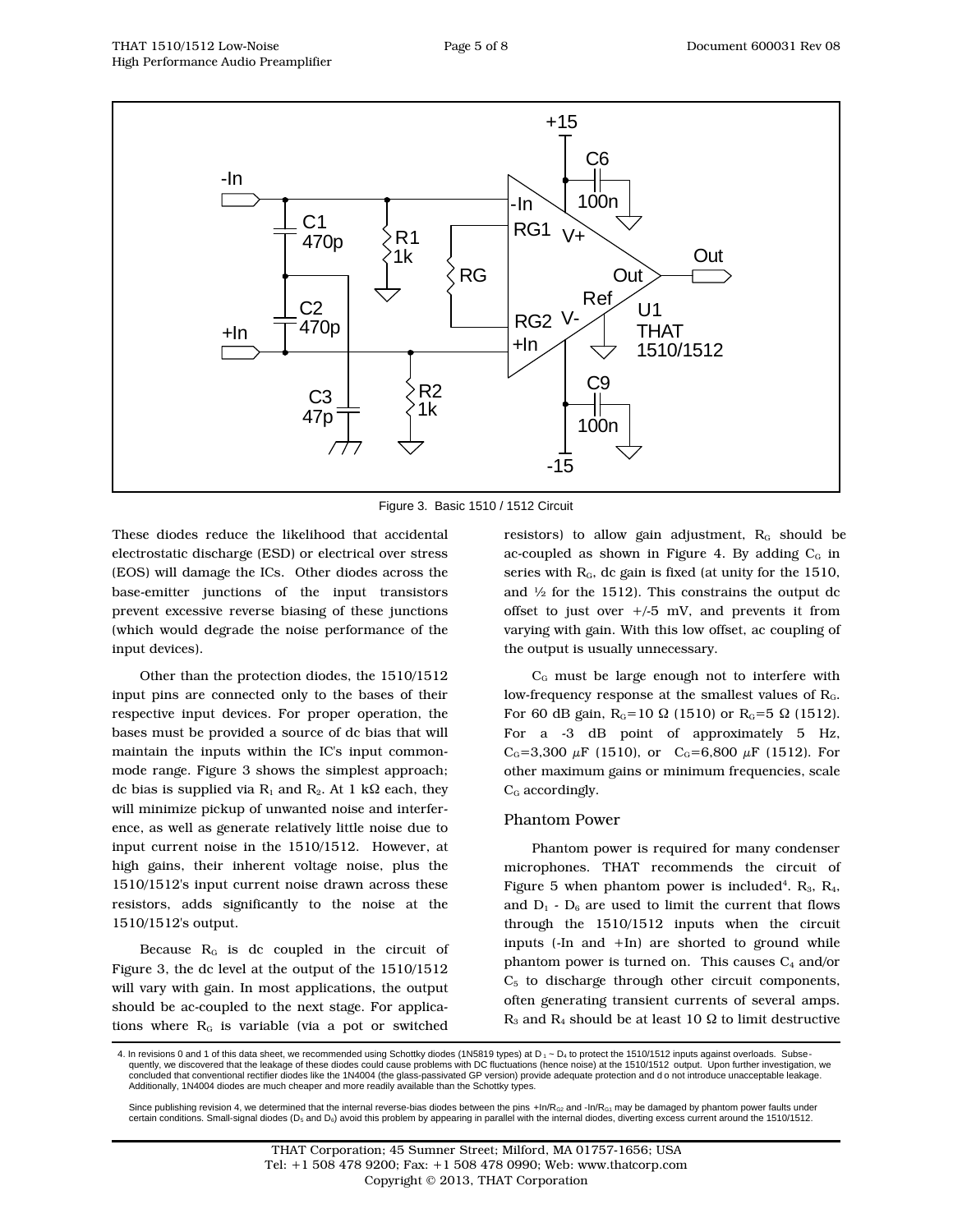Figure 3. Basic 1510 / 1512 Circuit

These diodes reduce the likelihood that accidental electrostatic discharge (ESD) or electrical over stress (EOS) will damage the ICs. Other diodes across the base-emitter junctions of the input transistors prevent excessive reverse biasing of these junctions (which would degrade the noise performance of the input devices).

Other than the protection diodes, the 1510/1512 input pins are connected only to the bases of their respective input devices. For proper operation, the bases must be provided a source of dc bias that will maintain the inputs within the IC's input common-mode range. Figure 3 shows the simplest approach; dc bias is supplied via $R_1$ and $R_2$. At 1 kΩ each, they will minimize pickup of unwanted noise and interference, as well as generate relatively little noise due to input current noise in the 1510/1512. However, at high gains, their inherent voltage noise, plus the 1510/1512's input current noise drawn across these resistors, adds significantly to the noise at the 1510/1512's output.

Because $R_G$ is dc coupled in the circuit of Figure 3, the dc level at the output of the 1510/1512 will vary with gain. In most applications, the output should be ac-coupled to the next stage. For applications where $R_G$ is variable (via a pot or switched resistors) to allow gain adjustment, $R_G$ should be ac-coupled as shown in Figure 4. By adding $C_G$ in series with $R_G$, dc gain is fixed (at unity for the 1510, and ½ for the 1512). This constrains the output dc offset to just over +/-5 mV, and prevents it from varying with gain. With this low offset, ac coupling of the output is usually unnecessary.

$C_G$ must be large enough not to interfere with low-frequency response at the smallest values of $R_G$. For 60 dB gain, $R_G$=10 Ω (1510) or $R_G$=5 Ω (1512). For a -3 dB point of approximately 5 Hz, $C_G$=3,300 μF (1510), or $C_G$=6,800 μF (1512). For other maximum gains or minimum frequencies, scale $C_G$ accordingly.

## Phantom Power

Phantom power is required for many condenser microphones. THAT recommends the circuit of Figure 5 when phantom power is included[4]. $R_3$, $R_4$, and $D_1$ - $D_6$ are used to limit the current that flows through the 1510/1512 inputs when the circuit inputs (-In and +In) are shorted to ground while phantom power is turned on. This causes $C_4$ and/or $C_5$ to discharge through other circuit components, often generating transient currents of several amps. $R_3$ and $R_4$ should be at least 10 Ω to limit destructive

4. In revisions 0 and 1 of this data sheet, we recommended using Schottky diodes (1N5819 types) at $D_1$ ~ $D_4$ to protect the 1510/1512 inputs against overloads. Subsequently, we discovered that the leakage of these diodes could cause problems with DC fluctuations (hence noise) at the 1510/1512 output. Upon further investigation, we concluded that conventional rectifier diodes like the 1N4004 (the glass-passivated GP version) provide adequate protection and do not introduce unacceptable leakage. Additionally, 1N4004 diodes are much cheaper and more readily available than the Schottky types.

Since publishing revision 4, we determined that the internal reverse-bias diodes between the pins +In/$R_{G2}$ and -In/$R_{G1}$ may be damaged by phantom power faults under certain conditions. Small-signal diodes ($D_5$ and $D_6$) avoid this problem by appearing in parallel with the internal diodes, diverting excess current around the 1510/1512.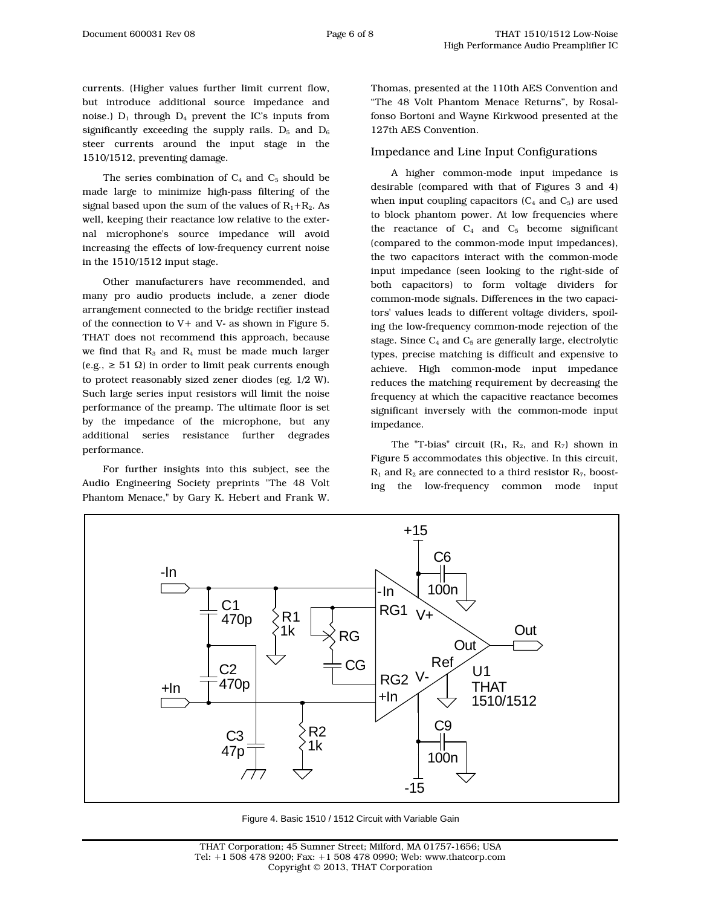currents. (Higher values further limit current flow, but introduce additional source impedance and noise.) $D_1$ through $D_4$ prevent the IC's inputs from significantly exceeding the supply rails. $D_5$ and $D_6$ steer currents around the input stage in the 1510/1512, preventing damage.

The series combination of $C_4$ and $C_5$ should be made large to minimize high-pass filtering of the signal based upon the sum of the values of $R_1+R_2$. As well, keeping their reactance low relative to the external microphone's source impedance will avoid increasing the effects of low-frequency current noise in the 1510/1512 input stage.

Other manufacturers have recommended, and many pro audio products include, a zener diode arrangement connected to the bridge rectifier instead of the connection to V+ and V- as shown in Figure 5. THAT does not recommend this approach, because we find that $R_3$ and $R_4$ must be made much larger (e.g., ≥ 51 Ω) in order to limit peak currents enough to protect reasonably sized zener diodes (eg. 1/2 W). Such large series input resistors will limit the noise performance of the preamp. The ultimate floor is set by the impedance of the microphone, but any additional series resistance further degrades performance.

For further insights into this subject, see the Audio Engineering Society preprints "The 48 Volt Phantom Menace," by Gary K. Hebert and Frank W. Thomas, presented at the 110th AES Convention and "The 48 Volt Phantom Menace Returns", by Rosalfonso Bortoni and Wayne Kirkwood presented at the 127th AES Convention.

## Impedance and Line Input Configurations

A higher common-mode input impedance is desirable (compared with that of Figures 3 and 4) when input coupling capacitors ($C_4$ and $C_5$) are used to block phantom power. At low frequencies where the reactance of $C_4$ and $C_5$ become significant (compared to the common-mode input impedances), the two capacitors interact with the common-mode input impedance (seen looking to the right-side of both capacitors) to form voltage dividers for common-mode signals. Differences in the two capacitors' values leads to different voltage dividers, spoiling the low-frequency common-mode rejection of the stage. Since $C_4$ and $C_5$ are generally large, electrolytic types, precise matching is difficult and expensive to achieve. High common-mode input impedance reduces the matching requirement by decreasing the frequency at which the capacitive reactance becomes significant inversely with the common-mode input impedance.

The "T-bias" circuit ($R_1$, $R_2$, and $R_7$) shown in Figure 5 accommodates this objective. In this circuit, $R_1$ and $R_2$ are connected to a third resistor $R_7$, boosting the low-frequency common mode input

Figure 4. Basic 1510 / 1512 Circuit with Variable Gain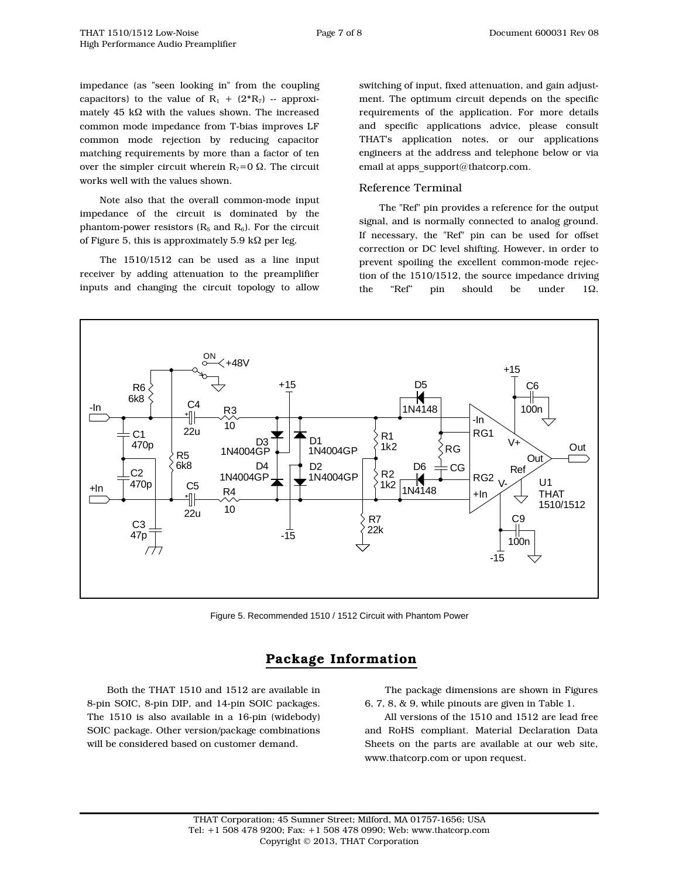impedance (as "seen looking in" from the coupling capacitors) to the value of $R_1$ + ($2*R_7$) -- approximately 45 kΩ with the values shown. The increased common mode impedance from T-bias improves LF common mode rejection by reducing capacitor matching requirements by more than a factor of ten over the simpler circuit wherein $R_7$=0 Ω. The circuit works well with the values shown.

Note also that the overall common-mode input impedance of the circuit is dominated by the phantom-power resistors ($R_5$ and $R_6$). For the circuit of Figure 5, this is approximately 5.9 kΩ per leg.

The 1510/1512 can be used as a line input receiver by adding attenuation to the preamplifier inputs and changing the circuit topology to allow switching of input, fixed attenuation, and gain adjustment. The optimum circuit depends on the specific requirements of the application. For more details and specific applications advice, please consult THAT's application notes, or our applications engineers at the address and telephone below or via email at apps_support@thatcorp.com.

### Reference Terminal

The "Ref" pin provides a reference for the output signal, and is normally connected to analog ground. If necessary, the "Ref" pin can be used for offset correction or DC level shifting. However, in order to prevent spoiling the excellent common-mode rejection of the 1510/1512, the source impedance driving the "Ref" pin should be under 1Ω.

Figure 5. Recommended 1510 / 1512 Circuit with Phantom Power

## Package Information

Both the THAT 1510 and 1512 are available in 8-pin SOIC, 8-pin DIP, and 14-pin SOIC packages. The 1510 is also available in a 16-pin (widebody) SOIC package. Other version/package combinations will be considered based on customer demand.

The package dimensions are shown in Figures 6, 7, 8, & 9, while pinouts are given in Table 1.

All versions of the 1510 and 1512 are lead free and RoHS compliant. Material Declaration Data Sheets on the parts are available at our web site, www.thatcorp.com or upon request.

THAT Corporation; 45 Sumner Street; Milford, MA 01757-1656; USA
Tel: +1 508 478 9200; Fax: +1 508 478 0990; Web: www.thatcorp.com
Copyright © 2013, THAT Corporation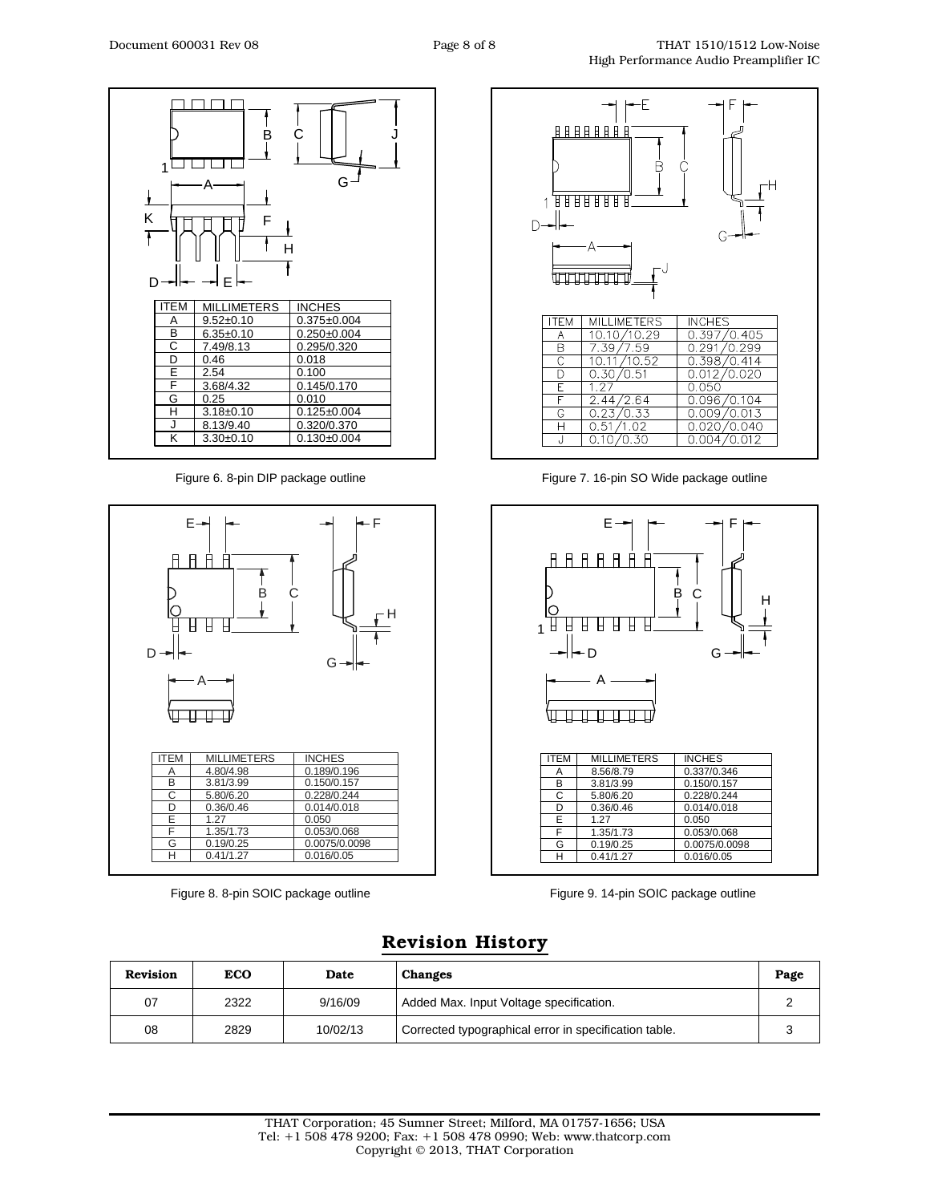| ITEM | MILLIMETERS | INCHES |
|---|---|---|
| A | 9.52±0.10 | 0.375±0.004 |
| B | 6.35±0.10 | 0.250±0.004 |
| C | 7.49/8.13 | 0.295/0.320 |
| D | 0.46 | 0.018 |
| E | 2.54 | 0.100 |
| F | 3.68/4.32 | 0.145/0.170 |
| G | 0.25 | 0.010 |
| H | 3.18±0.10 | 0.125±0.004 |
| J | 8.13/9.40 | 0.320/0.370 |
| K | 3.30±0.10 | 0.130±0.004 |

Figure 6. 8-pin DIP package outline

| ITEM | MILLIMETERS | INCHES |
|---|---|---|
| A | 10.10/10.29 | 0.397/0.405 |
| B | 7.39/7.59 | 0.291/0.299 |
| C | 10.11/10.52 | 0.398/0.414 |
| D | 0.30/0.51 | 0.012/0.020 |
| E | 1.27 | 0.050 |
| F | 2.44/2.64 | 0.096/0.104 |
| G | 0.23/0.33 | 0.009/0.013 |
| H | 0.51/1.02 | 0.020/0.040 |
| J | 0.10/0.30 | 0.004/0.012 |

Figure 7. 16-pin SO Wide package outline

| ITEM | MILLIMETERS | INCHES |
|---|---|---|
| A | 4.80/4.98 | 0.189/0.196 |
| B | 3.81/3.99 | 0.150/0.157 |
| C | 5.80/6.20 | 0.228/0.244 |
| D | 0.36/0.46 | 0.014/0.018 |
| E | 1.27 | 0.050 |
| F | 1.35/1.73 | 0.053/0.068 |
| G | 0.19/0.25 | 0.0075/0.0098 |
| H | 0.41/1.27 | 0.016/0.05 |

Figure 8. 8-pin SOIC package outline

| ITEM | MILLIMETERS | INCHES |
|---|---|---|
| A | 8.56/8.79 | 0.337/0.346 |
| B | 3.81/3.99 | 0.150/0.157 |
| C | 5.80/6.20 | 0.228/0.244 |
| D | 0.36/0.46 | 0.014/0.018 |
| E | 1.27 | 0.050 |
| F | 1.35/1.73 | 0.053/0.068 |
| G | 0.19/0.25 | 0.0075/0.0098 |
| H | 0.41/1.27 | 0.016/0.05 |

Figure 9. 14-pin SOIC package outline

## Revision History

| Revision | ECO | Date | Changes | Page |
|---|---|---|---|---|
| 07 | 2322 | 9/16/09 | Added Max. Input Voltage specification. | 2 |
| 08 | 2829 | 10/02/13 | Corrected typographical error in specification table. | 3 |

THAT Corporation; 45 Sumner Street; Milford, MA 01757-1656; USA
Tel: +1 508 478 9200; Fax: +1 508 478 0990; Web: www.thatcorp.com
Copyright © 2013, THAT Corporation